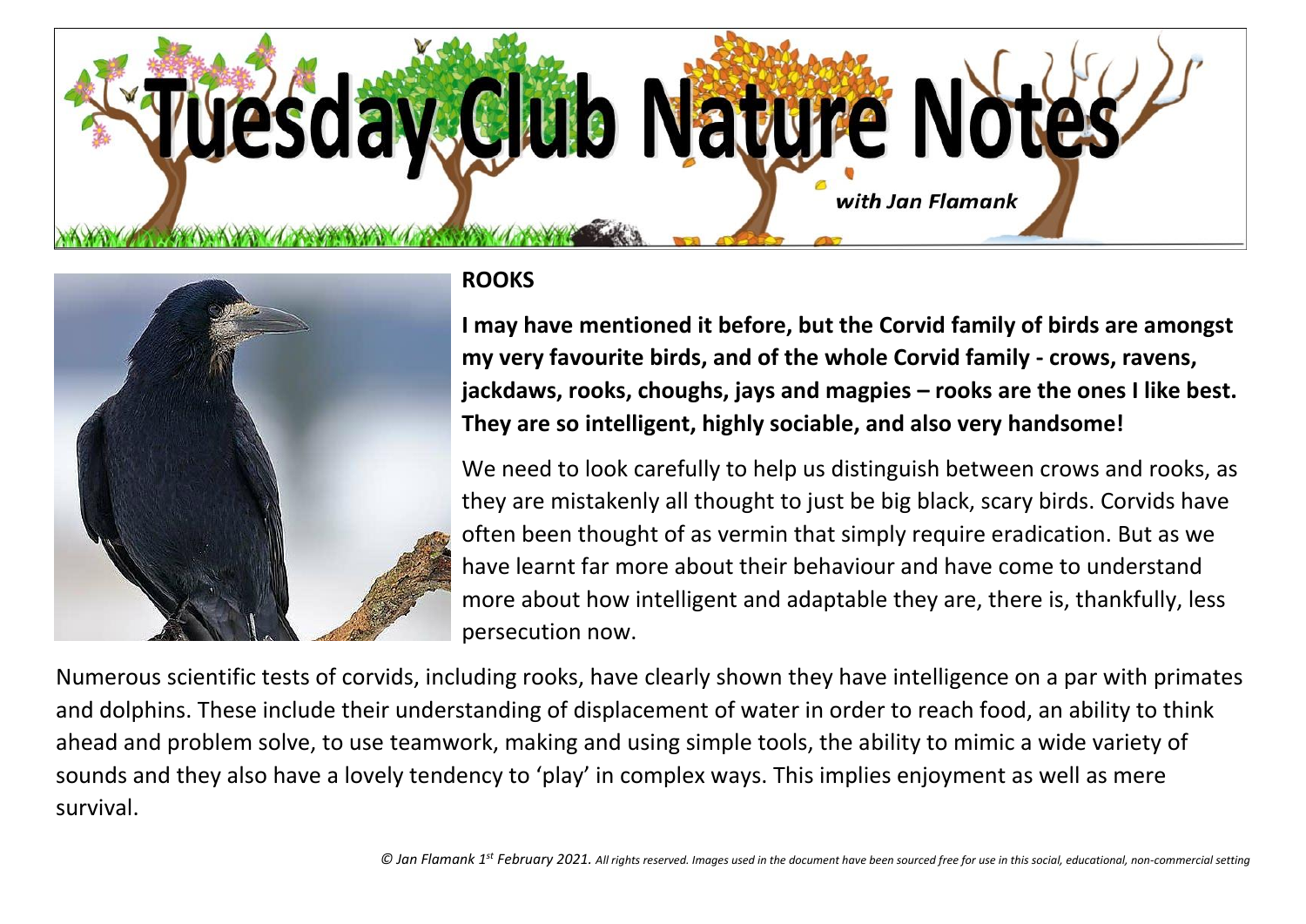# Tuesday Club Nature Notes

*with Jan Flamank*

## ROOKS

**I may have mentioned it before, but the Corvid family of birds are amongst my very favourite birds, and of the whole Corvid family - crows, ravens, jackdaws, rooks, choughs, jays and magpies – rooks are the ones I like best. They are so intelligent, highly sociable, and also very handsome!**

We need to look carefully to help us distinguish between crows and rooks, as they are mistakenly all thought to just be big black, scary birds. Corvids have often been thought of as vermin that simply require eradication. But as we have learnt far more about their behaviour and have come to understand more about how intelligent and adaptable they are, there is, thankfully, less persecution now.

Numerous scientific tests of corvids, including rooks, have clearly shown they have intelligence on a par with primates and dolphins. These include their understanding of displacement of water in order to reach food, an ability to think ahead and problem solve, to use teamwork, making and using simple tools, the ability to mimic a wide variety of sounds and they also have a lovely tendency to 'play' in complex ways. This implies enjoyment as well as mere survival.

*© Jan Flamank 1st February 2021. All rights reserved. Images used in the document have been sourced free for use in this social, educational, non-commercial setting*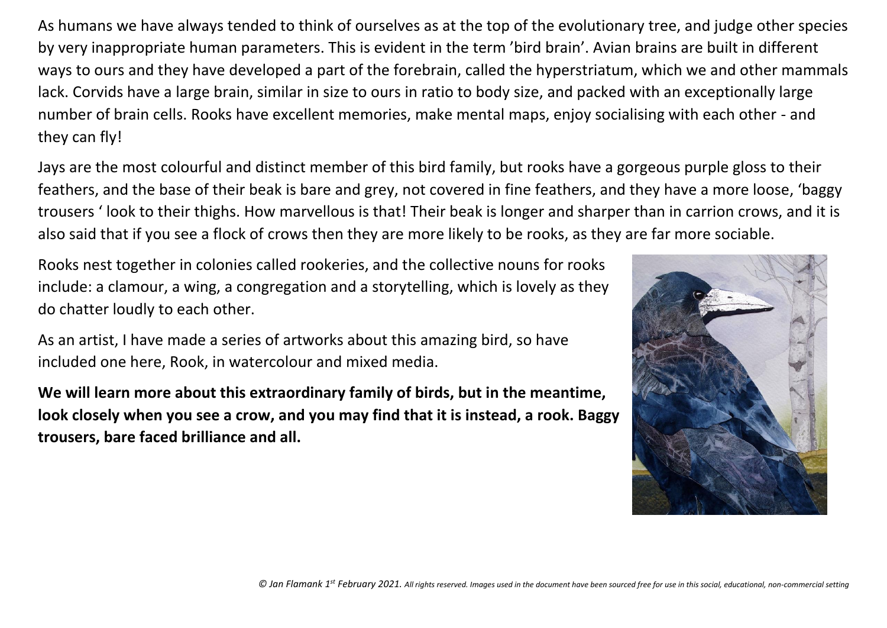As humans we have always tended to think of ourselves as at the top of the evolutionary tree, and judge other species by very inappropriate human parameters. This is evident in the term 'bird brain'. Avian brains are built in different ways to ours and they have developed a part of the forebrain, called the hyperstriatum, which we and other mammals lack. Corvids have a large brain, similar in size to ours in ratio to body size, and packed with an exceptionally large number of brain cells. Rooks have excellent memories, make mental maps, enjoy socialising with each other - and they can fly!

Jays are the most colourful and distinct member of this bird family, but rooks have a gorgeous purple gloss to their feathers, and the base of their beak is bare and grey, not covered in fine feathers, and they have a more loose, 'baggy trousers ' look to their thighs. How marvellous is that! Their beak is longer and sharper than in carrion crows, and it is also said that if you see a flock of crows then they are more likely to be rooks, as they are far more sociable.

Rooks nest together in colonies called rookeries, and the collective nouns for rooks include: a clamour, a wing, a congregation and a storytelling, which is lovely as they do chatter loudly to each other.

As an artist, I have made a series of artworks about this amazing bird, so have included one here, Rook, in watercolour and mixed media.

**We will learn more about this extraordinary family of birds, but in the meantime, look closely when you see a crow, and you may find that it is instead, a rook. Baggy trousers, bare faced brilliance and all.**

*© Jan Flamank 1st February 2021. All rights reserved. Images used in the document have been sourced free for use in this social, educational, non-commercial setting*